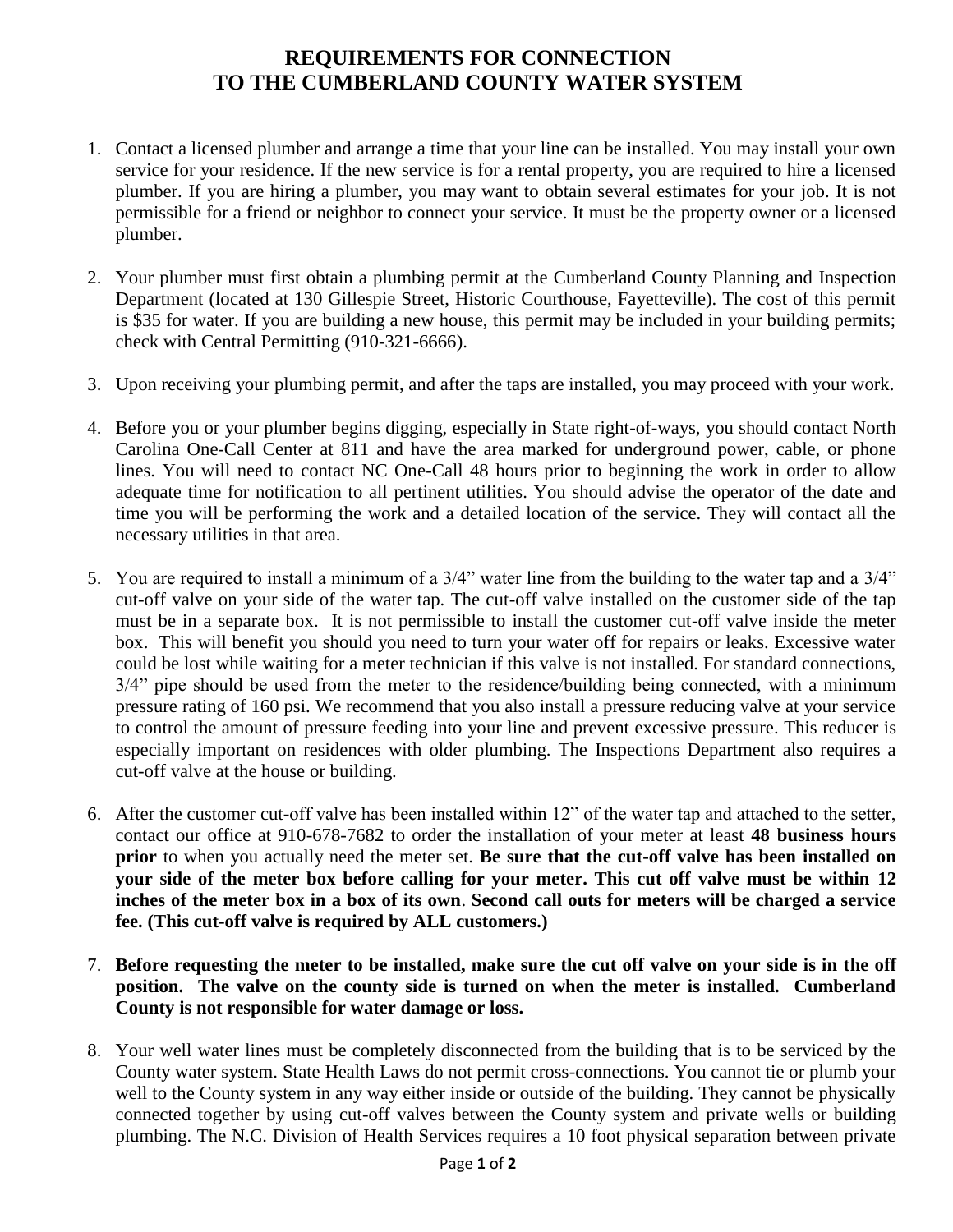# REQUIREMENTS FOR CONNECTION TO THE CUMBERLAND COUNTY WATER SYSTEM

1. Contact a licensed plumber and arrange a time that your line can be installed. You may install your own service for your residence. If the new service is for a rental property, you are required to hire a licensed plumber. If you are hiring a plumber, you may want to obtain several estimates for your job. It is not permissible for a friend or neighbor to connect your service. It must be the property owner or a licensed plumber.

2. Your plumber must first obtain a plumbing permit at the Cumberland County Planning and Inspection Department (located at 130 Gillespie Street, Historic Courthouse, Fayetteville). The cost of this permit is $35 for water. If you are building a new house, this permit may be included in your building permits; check with Central Permitting (910-321-6666).

3. Upon receiving your plumbing permit, and after the taps are installed, you may proceed with your work.

4. Before you or your plumber begins digging, especially in State right-of-ways, you should contact North Carolina One-Call Center at 811 and have the area marked for underground power, cable, or phone lines. You will need to contact NC One-Call 48 hours prior to beginning the work in order to allow adequate time for notification to all pertinent utilities. You should advise the operator of the date and time you will be performing the work and a detailed location of the service. They will contact all the necessary utilities in that area.

5. You are required to install a minimum of a 3/4" water line from the building to the water tap and a 3/4" cut-off valve on your side of the water tap. The cut-off valve installed on the customer side of the tap must be in a separate box. It is not permissible to install the customer cut-off valve inside the meter box. This will benefit you should you need to turn your water off for repairs or leaks. Excessive water could be lost while waiting for a meter technician if this valve is not installed. For standard connections, 3/4" pipe should be used from the meter to the residence/building being connected, with a minimum pressure rating of 160 psi. We recommend that you also install a pressure reducing valve at your service to control the amount of pressure feeding into your line and prevent excessive pressure. This reducer is especially important on residences with older plumbing. The Inspections Department also requires a cut-off valve at the house or building.

6. After the customer cut-off valve has been installed within 12" of the water tap and attached to the setter, contact our office at 910-678-7682 to order the installation of your meter at least **48 business hours prior** to when you actually need the meter set. **Be sure that the cut-off valve has been installed on your side of the meter box before calling for your meter. This cut off valve must be within 12 inches of the meter box in a box of its own**. **Second call outs for meters will be charged a service fee. (This cut-off valve is required by ALL customers.)**

7. **Before requesting the meter to be installed, make sure the cut off valve on your side is in the off position. The valve on the county side is turned on when the meter is installed. Cumberland County is not responsible for water damage or loss.**

8. Your well water lines must be completely disconnected from the building that is to be serviced by the County water system. State Health Laws do not permit cross-connections. You cannot tie or plumb your well to the County system in any way either inside or outside of the building. They cannot be physically connected together by using cut-off valves between the County system and private wells or building plumbing. The N.C. Division of Health Services requires a 10 foot physical separation between private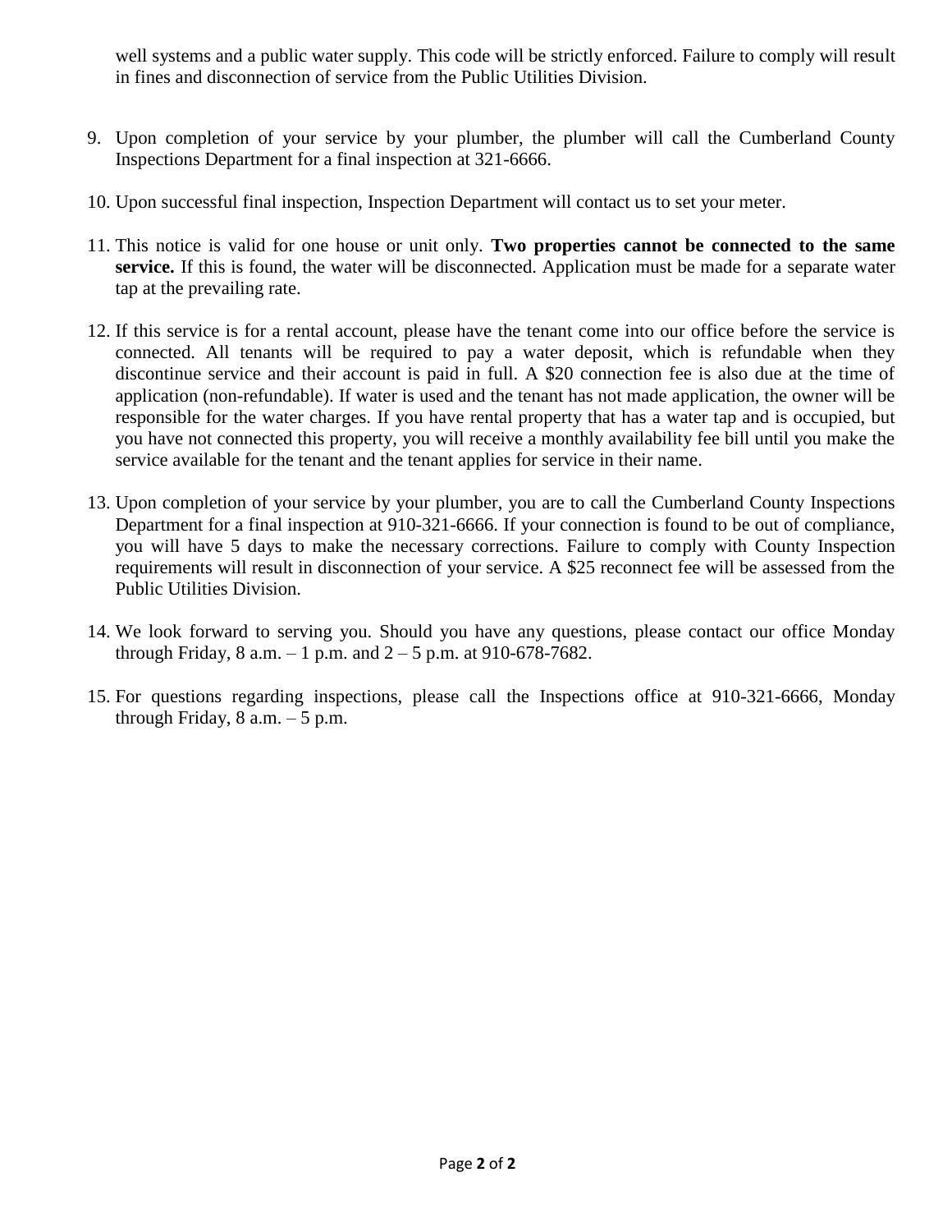well systems and a public water supply. This code will be strictly enforced. Failure to comply will result in fines and disconnection of service from the Public Utilities Division.

9. Upon completion of your service by your plumber, the plumber will call the Cumberland County Inspections Department for a final inspection at 321-6666.

10. Upon successful final inspection, Inspection Department will contact us to set your meter.

11. This notice is valid for one house or unit only. **Two properties cannot be connected to the same service.** If this is found, the water will be disconnected. Application must be made for a separate water tap at the prevailing rate.

12. If this service is for a rental account, please have the tenant come into our office before the service is connected. All tenants will be required to pay a water deposit, which is refundable when they discontinue service and their account is paid in full. A $20 connection fee is also due at the time of application (non-refundable). If water is used and the tenant has not made application, the owner will be responsible for the water charges. If you have rental property that has a water tap and is occupied, but you have not connected this property, you will receive a monthly availability fee bill until you make the service available for the tenant and the tenant applies for service in their name.

13. Upon completion of your service by your plumber, you are to call the Cumberland County Inspections Department for a final inspection at 910-321-6666. If your connection is found to be out of compliance, you will have 5 days to make the necessary corrections. Failure to comply with County Inspection requirements will result in disconnection of your service. A $25 reconnect fee will be assessed from the Public Utilities Division.

14. We look forward to serving you. Should you have any questions, please contact our office Monday through Friday, 8 a.m. – 1 p.m. and 2 – 5 p.m. at 910-678-7682.

15. For questions regarding inspections, please call the Inspections office at 910-321-6666, Monday through Friday, 8 a.m. – 5 p.m.